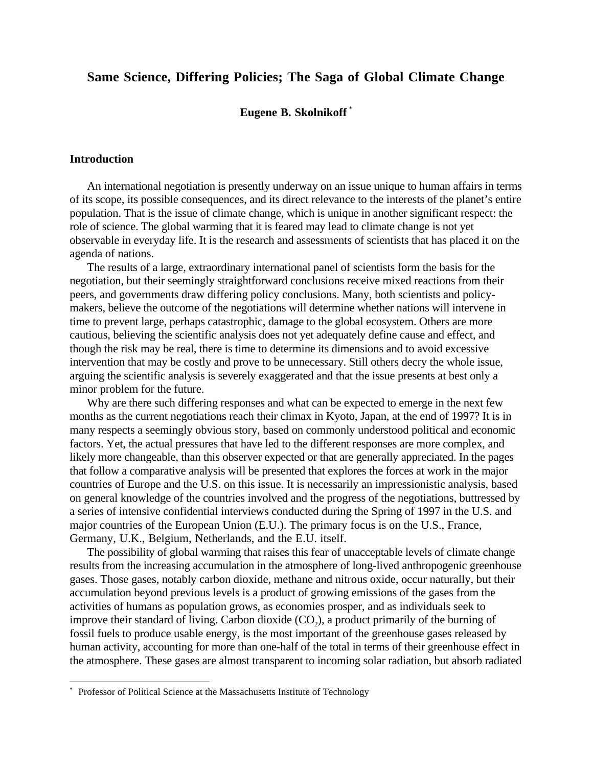# Same Science, Differing Policies; The Saga of Global Climate Change

**Eugene B. Skolnikoff** [*]

## Introduction

An international negotiation is presently underway on an issue unique to human affairs in terms of its scope, its possible consequences, and its direct relevance to the interests of the planet's entire population. That is the issue of climate change, which is unique in another significant respect: the role of science. The global warming that it is feared may lead to climate change is not yet observable in everyday life. It is the research and assessments of scientists that has placed it on the agenda of nations.

The results of a large, extraordinary international panel of scientists form the basis for the negotiation, but their seemingly straightforward conclusions receive mixed reactions from their peers, and governments draw differing policy conclusions. Many, both scientists and policy-makers, believe the outcome of the negotiations will determine whether nations will intervene in time to prevent large, perhaps catastrophic, damage to the global ecosystem. Others are more cautious, believing the scientific analysis does not yet adequately define cause and effect, and though the risk may be real, there is time to determine its dimensions and to avoid excessive intervention that may be costly and prove to be unnecessary. Still others decry the whole issue, arguing the scientific analysis is severely exaggerated and that the issue presents at best only a minor problem for the future.

Why are there such differing responses and what can be expected to emerge in the next few months as the current negotiations reach their climax in Kyoto, Japan, at the end of 1997? It is in many respects a seemingly obvious story, based on commonly understood political and economic factors. Yet, the actual pressures that have led to the different responses are more complex, and likely more changeable, than this observer expected or that are generally appreciated. In the pages that follow a comparative analysis will be presented that explores the forces at work in the major countries of Europe and the U.S. on this issue. It is necessarily an impressionistic analysis, based on general knowledge of the countries involved and the progress of the negotiations, buttressed by a series of intensive confidential interviews conducted during the Spring of 1997 in the U.S. and major countries of the European Union (E.U.). The primary focus is on the U.S., France, Germany, U.K., Belgium, Netherlands, and the E.U. itself.

The possibility of global warming that raises this fear of unacceptable levels of climate change results from the increasing accumulation in the atmosphere of long-lived anthropogenic greenhouse gases. Those gases, notably carbon dioxide, methane and nitrous oxide, occur naturally, but their accumulation beyond previous levels is a product of growing emissions of the gases from the activities of humans as population grows, as economies prosper, and as individuals seek to improve their standard of living. Carbon dioxide ($CO_2$), a product primarily of the burning of fossil fuels to produce usable energy, is the most important of the greenhouse gases released by human activity, accounting for more than one-half of the total in terms of their greenhouse effect in the atmosphere. These gases are almost transparent to incoming solar radiation, but absorb radiated

---

[*] Professor of Political Science at the Massachusetts Institute of Technology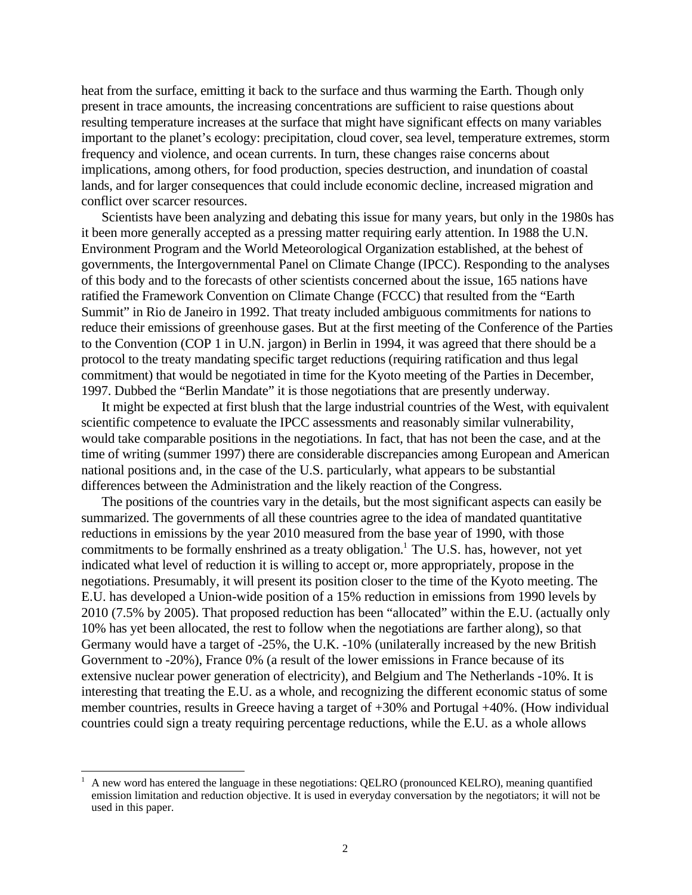heat from the surface, emitting it back to the surface and thus warming the Earth. Though only present in trace amounts, the increasing concentrations are sufficient to raise questions about resulting temperature increases at the surface that might have significant effects on many variables important to the planet's ecology: precipitation, cloud cover, sea level, temperature extremes, storm frequency and violence, and ocean currents. In turn, these changes raise concerns about implications, among others, for food production, species destruction, and inundation of coastal lands, and for larger consequences that could include economic decline, increased migration and conflict over scarcer resources.

Scientists have been analyzing and debating this issue for many years, but only in the 1980s has it been more generally accepted as a pressing matter requiring early attention. In 1988 the U.N. Environment Program and the World Meteorological Organization established, at the behest of governments, the Intergovernmental Panel on Climate Change (IPCC). Responding to the analyses of this body and to the forecasts of other scientists concerned about the issue, 165 nations have ratified the Framework Convention on Climate Change (FCCC) that resulted from the "Earth Summit" in Rio de Janeiro in 1992. That treaty included ambiguous commitments for nations to reduce their emissions of greenhouse gases. But at the first meeting of the Conference of the Parties to the Convention (COP 1 in U.N. jargon) in Berlin in 1994, it was agreed that there should be a protocol to the treaty mandating specific target reductions (requiring ratification and thus legal commitment) that would be negotiated in time for the Kyoto meeting of the Parties in December, 1997. Dubbed the "Berlin Mandate" it is those negotiations that are presently underway.

It might be expected at first blush that the large industrial countries of the West, with equivalent scientific competence to evaluate the IPCC assessments and reasonably similar vulnerability, would take comparable positions in the negotiations. In fact, that has not been the case, and at the time of writing (summer 1997) there are considerable discrepancies among European and American national positions and, in the case of the U.S. particularly, what appears to be substantial differences between the Administration and the likely reaction of the Congress.

The positions of the countries vary in the details, but the most significant aspects can easily be summarized. The governments of all these countries agree to the idea of mandated quantitative reductions in emissions by the year 2010 measured from the base year of 1990, with those commitments to be formally enshrined as a treaty obligation.[1] The U.S. has, however, not yet indicated what level of reduction it is willing to accept or, more appropriately, propose in the negotiations. Presumably, it will present its position closer to the time of the Kyoto meeting. The E.U. has developed a Union-wide position of a 15% reduction in emissions from 1990 levels by 2010 (7.5% by 2005). That proposed reduction has been "allocated" within the E.U. (actually only 10% has yet been allocated, the rest to follow when the negotiations are farther along), so that Germany would have a target of -25%, the U.K. -10% (unilaterally increased by the new British Government to -20%), France 0% (a result of the lower emissions in France because of its extensive nuclear power generation of electricity), and Belgium and The Netherlands -10%. It is interesting that treating the E.U. as a whole, and recognizing the different economic status of some member countries, results in Greece having a target of +30% and Portugal +40%. (How individual countries could sign a treaty requiring percentage reductions, while the E.U. as a whole allows

[1] A new word has entered the language in these negotiations: QELRO (pronounced KELRO), meaning quantified emission limitation and reduction objective. It is used in everyday conversation by the negotiators; it will not be used in this paper.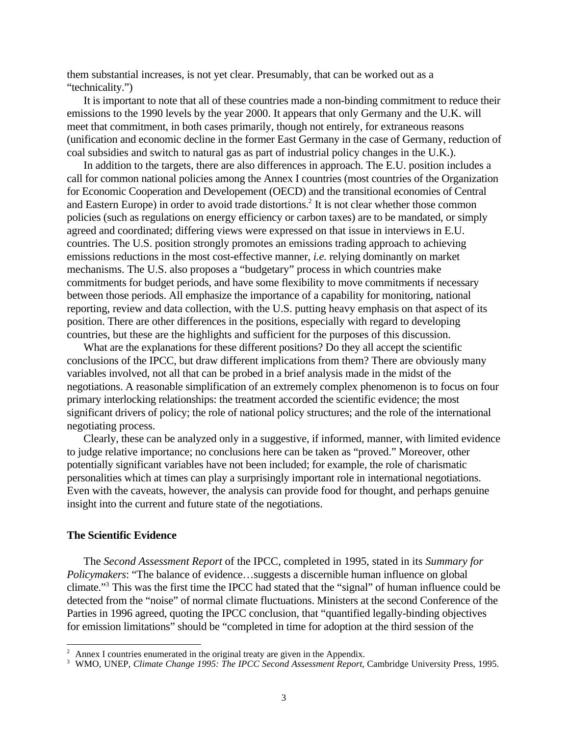them substantial increases, is not yet clear. Presumably, that can be worked out as a "technicality.")

It is important to note that all of these countries made a non-binding commitment to reduce their emissions to the 1990 levels by the year 2000. It appears that only Germany and the U.K. will meet that commitment, in both cases primarily, though not entirely, for extraneous reasons (unification and economic decline in the former East Germany in the case of Germany, reduction of coal subsidies and switch to natural gas as part of industrial policy changes in the U.K.).

In addition to the targets, there are also differences in approach. The E.U. position includes a call for common national policies among the Annex I countries (most countries of the Organization for Economic Cooperation and Developement (OECD) and the transitional economies of Central and Eastern Europe) in order to avoid trade distortions.[2] It is not clear whether those common policies (such as regulations on energy efficiency or carbon taxes) are to be mandated, or simply agreed and coordinated; differing views were expressed on that issue in interviews in E.U. countries. The U.S. position strongly promotes an emissions trading approach to achieving emissions reductions in the most cost-effective manner, *i.e.* relying dominantly on market mechanisms. The U.S. also proposes a "budgetary" process in which countries make commitments for budget periods, and have some flexibility to move commitments if necessary between those periods. All emphasize the importance of a capability for monitoring, national reporting, review and data collection, with the U.S. putting heavy emphasis on that aspect of its position. There are other differences in the positions, especially with regard to developing countries, but these are the highlights and sufficient for the purposes of this discussion.

What are the explanations for these different positions? Do they all accept the scientific conclusions of the IPCC, but draw different implications from them? There are obviously many variables involved, not all that can be probed in a brief analysis made in the midst of the negotiations. A reasonable simplification of an extremely complex phenomenon is to focus on four primary interlocking relationships: the treatment accorded the scientific evidence; the most significant drivers of policy; the role of national policy structures; and the role of the international negotiating process.

Clearly, these can be analyzed only in a suggestive, if informed, manner, with limited evidence to judge relative importance; no conclusions here can be taken as "proved." Moreover, other potentially significant variables have not been included; for example, the role of charismatic personalities which at times can play a surprisingly important role in international negotiations. Even with the caveats, however, the analysis can provide food for thought, and perhaps genuine insight into the current and future state of the negotiations.

## The Scientific Evidence

The *Second Assessment Report* of the IPCC, completed in 1995, stated in its *Summary for Policymakers*: "The balance of evidence…suggests a discernible human influence on global climate."[3] This was the first time the IPCC had stated that the "signal" of human influence could be detected from the "noise" of normal climate fluctuations. Ministers at the second Conference of the Parties in 1996 agreed, quoting the IPCC conclusion, that "quantified legally-binding objectives for emission limitations" should be "completed in time for adoption at the third session of the

---

[2] Annex I countries enumerated in the original treaty are given in the Appendix.

[3] WMO, UNEP, *Climate Change 1995: The IPCC Second Assessment Report*, Cambridge University Press, 1995.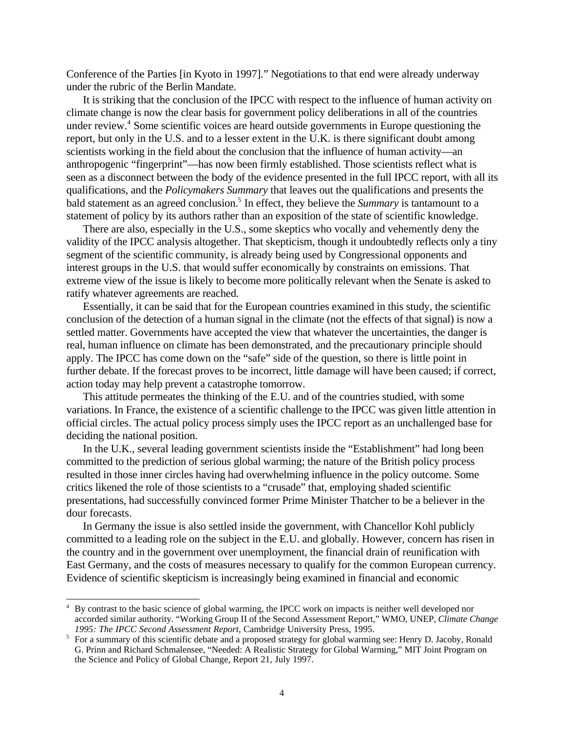Conference of the Parties [in Kyoto in 1997]." Negotiations to that end were already underway under the rubric of the Berlin Mandate.

It is striking that the conclusion of the IPCC with respect to the influence of human activity on climate change is now the clear basis for government policy deliberations in all of the countries under review.[4] Some scientific voices are heard outside governments in Europe questioning the report, but only in the U.S. and to a lesser extent in the U.K. is there significant doubt among scientists working in the field about the conclusion that the influence of human activity—an anthropogenic "fingerprint"—has now been firmly established. Those scientists reflect what is seen as a disconnect between the body of the evidence presented in the full IPCC report, with all its qualifications, and the *Policymakers Summary* that leaves out the qualifications and presents the bald statement as an agreed conclusion.[5] In effect, they believe the *Summary* is tantamount to a statement of policy by its authors rather than an exposition of the state of scientific knowledge.

There are also, especially in the U.S., some skeptics who vocally and vehemently deny the validity of the IPCC analysis altogether. That skepticism, though it undoubtedly reflects only a tiny segment of the scientific community, is already being used by Congressional opponents and interest groups in the U.S. that would suffer economically by constraints on emissions. That extreme view of the issue is likely to become more politically relevant when the Senate is asked to ratify whatever agreements are reached.

Essentially, it can be said that for the European countries examined in this study, the scientific conclusion of the detection of a human signal in the climate (not the effects of that signal) is now a settled matter. Governments have accepted the view that whatever the uncertainties, the danger is real, human influence on climate has been demonstrated, and the precautionary principle should apply. The IPCC has come down on the "safe" side of the question, so there is little point in further debate. If the forecast proves to be incorrect, little damage will have been caused; if correct, action today may help prevent a catastrophe tomorrow.

This attitude permeates the thinking of the E.U. and of the countries studied, with some variations. In France, the existence of a scientific challenge to the IPCC was given little attention in official circles. The actual policy process simply uses the IPCC report as an unchallenged base for deciding the national position.

In the U.K., several leading government scientists inside the "Establishment" had long been committed to the prediction of serious global warming; the nature of the British policy process resulted in those inner circles having had overwhelming influence in the policy outcome. Some critics likened the role of those scientists to a "crusade" that, employing shaded scientific presentations, had successfully convinced former Prime Minister Thatcher to be a believer in the dour forecasts.

In Germany the issue is also settled inside the government, with Chancellor Kohl publicly committed to a leading role on the subject in the E.U. and globally. However, concern has risen in the country and in the government over unemployment, the financial drain of reunification with East Germany, and the costs of measures necessary to qualify for the common European currency. Evidence of scientific skepticism is increasingly being examined in financial and economic

---

[4] By contrast to the basic science of global warming, the IPCC work on impacts is neither well developed nor accorded similar authority. "Working Group II of the Second Assessment Report," WMO, UNEP, *Climate Change 1995: The IPCC Second Assessment Report*, Cambridge University Press, 1995.

[5] For a summary of this scientific debate and a proposed strategy for global warming see: Henry D. Jacoby, Ronald G. Prinn and Richard Schmalensee, "Needed: A Realistic Strategy for Global Warming," MIT Joint Program on the Science and Policy of Global Change, Report 21, July 1997.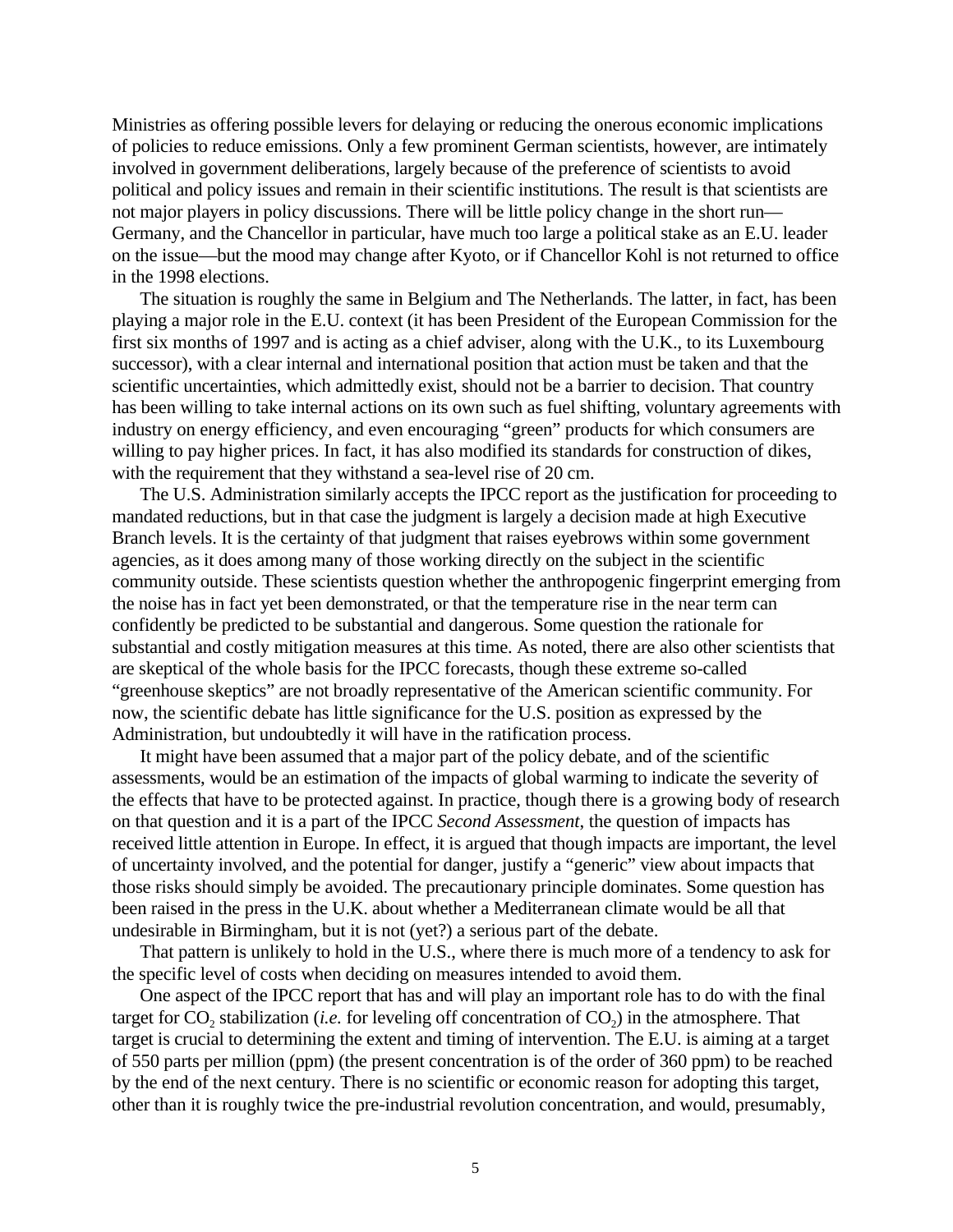Ministries as offering possible levers for delaying or reducing the onerous economic implications of policies to reduce emissions. Only a few prominent German scientists, however, are intimately involved in government deliberations, largely because of the preference of scientists to avoid political and policy issues and remain in their scientific institutions. The result is that scientists are not major players in policy discussions. There will be little policy change in the short run—Germany, and the Chancellor in particular, have much too large a political stake as an E.U. leader on the issue—but the mood may change after Kyoto, or if Chancellor Kohl is not returned to office in the 1998 elections.

The situation is roughly the same in Belgium and The Netherlands. The latter, in fact, has been playing a major role in the E.U. context (it has been President of the European Commission for the first six months of 1997 and is acting as a chief adviser, along with the U.K., to its Luxembourg successor), with a clear internal and international position that action must be taken and that the scientific uncertainties, which admittedly exist, should not be a barrier to decision. That country has been willing to take internal actions on its own such as fuel shifting, voluntary agreements with industry on energy efficiency, and even encouraging "green" products for which consumers are willing to pay higher prices. In fact, it has also modified its standards for construction of dikes, with the requirement that they withstand a sea-level rise of 20 cm.

The U.S. Administration similarly accepts the IPCC report as the justification for proceeding to mandated reductions, but in that case the judgment is largely a decision made at high Executive Branch levels. It is the certainty of that judgment that raises eyebrows within some government agencies, as it does among many of those working directly on the subject in the scientific community outside. These scientists question whether the anthropogenic fingerprint emerging from the noise has in fact yet been demonstrated, or that the temperature rise in the near term can confidently be predicted to be substantial and dangerous. Some question the rationale for substantial and costly mitigation measures at this time. As noted, there are also other scientists that are skeptical of the whole basis for the IPCC forecasts, though these extreme so-called "greenhouse skeptics" are not broadly representative of the American scientific community. For now, the scientific debate has little significance for the U.S. position as expressed by the Administration, but undoubtedly it will have in the ratification process.

It might have been assumed that a major part of the policy debate, and of the scientific assessments, would be an estimation of the impacts of global warming to indicate the severity of the effects that have to be protected against. In practice, though there is a growing body of research on that question and it is a part of the IPCC *Second Assessment*, the question of impacts has received little attention in Europe. In effect, it is argued that though impacts are important, the level of uncertainty involved, and the potential for danger, justify a "generic" view about impacts that those risks should simply be avoided. The precautionary principle dominates. Some question has been raised in the press in the U.K. about whether a Mediterranean climate would be all that undesirable in Birmingham, but it is not (yet?) a serious part of the debate.

That pattern is unlikely to hold in the U.S., where there is much more of a tendency to ask for the specific level of costs when deciding on measures intended to avoid them.

One aspect of the IPCC report that has and will play an important role has to do with the final target for $CO_2$ stabilization (*i.e.* for leveling off concentration of $CO_2$) in the atmosphere. That target is crucial to determining the extent and timing of intervention. The E.U. is aiming at a target of 550 parts per million (ppm) (the present concentration is of the order of 360 ppm) to be reached by the end of the next century. There is no scientific or economic reason for adopting this target, other than it is roughly twice the pre-industrial revolution concentration, and would, presumably,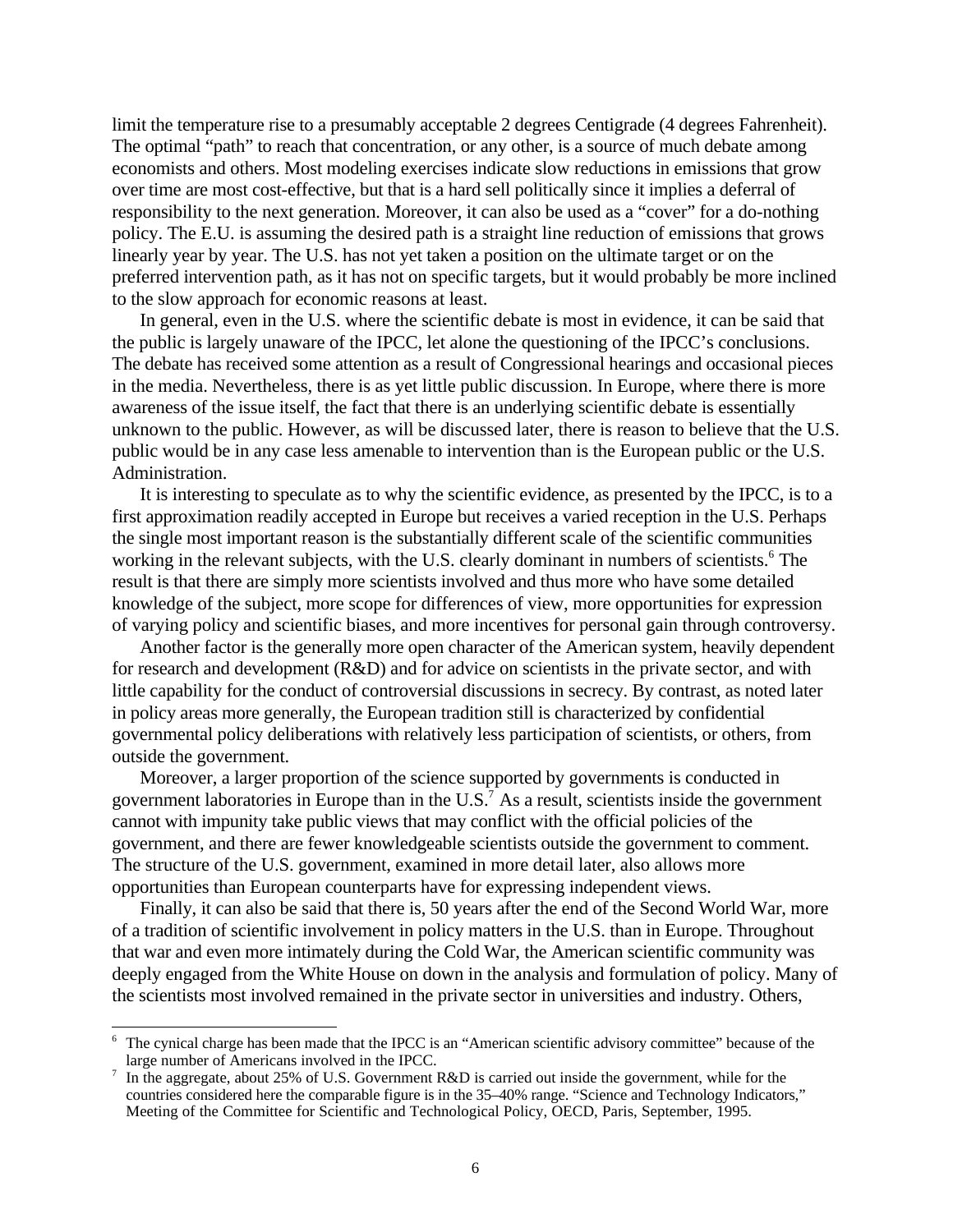limit the temperature rise to a presumably acceptable 2 degrees Centigrade (4 degrees Fahrenheit). The optimal "path" to reach that concentration, or any other, is a source of much debate among economists and others. Most modeling exercises indicate slow reductions in emissions that grow over time are most cost-effective, but that is a hard sell politically since it implies a deferral of responsibility to the next generation. Moreover, it can also be used as a "cover" for a do-nothing policy. The E.U. is assuming the desired path is a straight line reduction of emissions that grows linearly year by year. The U.S. has not yet taken a position on the ultimate target or on the preferred intervention path, as it has not on specific targets, but it would probably be more inclined to the slow approach for economic reasons at least.

In general, even in the U.S. where the scientific debate is most in evidence, it can be said that the public is largely unaware of the IPCC, let alone the questioning of the IPCC's conclusions. The debate has received some attention as a result of Congressional hearings and occasional pieces in the media. Nevertheless, there is as yet little public discussion. In Europe, where there is more awareness of the issue itself, the fact that there is an underlying scientific debate is essentially unknown to the public. However, as will be discussed later, there is reason to believe that the U.S. public would be in any case less amenable to intervention than is the European public or the U.S. Administration.

It is interesting to speculate as to why the scientific evidence, as presented by the IPCC, is to a first approximation readily accepted in Europe but receives a varied reception in the U.S. Perhaps the single most important reason is the substantially different scale of the scientific communities working in the relevant subjects, with the U.S. clearly dominant in numbers of scientists.[6] The result is that there are simply more scientists involved and thus more who have some detailed knowledge of the subject, more scope for differences of view, more opportunities for expression of varying policy and scientific biases, and more incentives for personal gain through controversy.

Another factor is the generally more open character of the American system, heavily dependent for research and development (R&D) and for advice on scientists in the private sector, and with little capability for the conduct of controversial discussions in secrecy. By contrast, as noted later in policy areas more generally, the European tradition still is characterized by confidential governmental policy deliberations with relatively less participation of scientists, or others, from outside the government.

Moreover, a larger proportion of the science supported by governments is conducted in government laboratories in Europe than in the U.S.[7] As a result, scientists inside the government cannot with impunity take public views that may conflict with the official policies of the government, and there are fewer knowledgeable scientists outside the government to comment. The structure of the U.S. government, examined in more detail later, also allows more opportunities than European counterparts have for expressing independent views.

Finally, it can also be said that there is, 50 years after the end of the Second World War, more of a tradition of scientific involvement in policy matters in the U.S. than in Europe. Throughout that war and even more intimately during the Cold War, the American scientific community was deeply engaged from the White House on down in the analysis and formulation of policy. Many of the scientists most involved remained in the private sector in universities and industry. Others,

---

[6] The cynical charge has been made that the IPCC is an "American scientific advisory committee" because of the large number of Americans involved in the IPCC.

[7] In the aggregate, about 25% of U.S. Government R&D is carried out inside the government, while for the countries considered here the comparable figure is in the 35–40% range. "Science and Technology Indicators," Meeting of the Committee for Scientific and Technological Policy, OECD, Paris, September, 1995.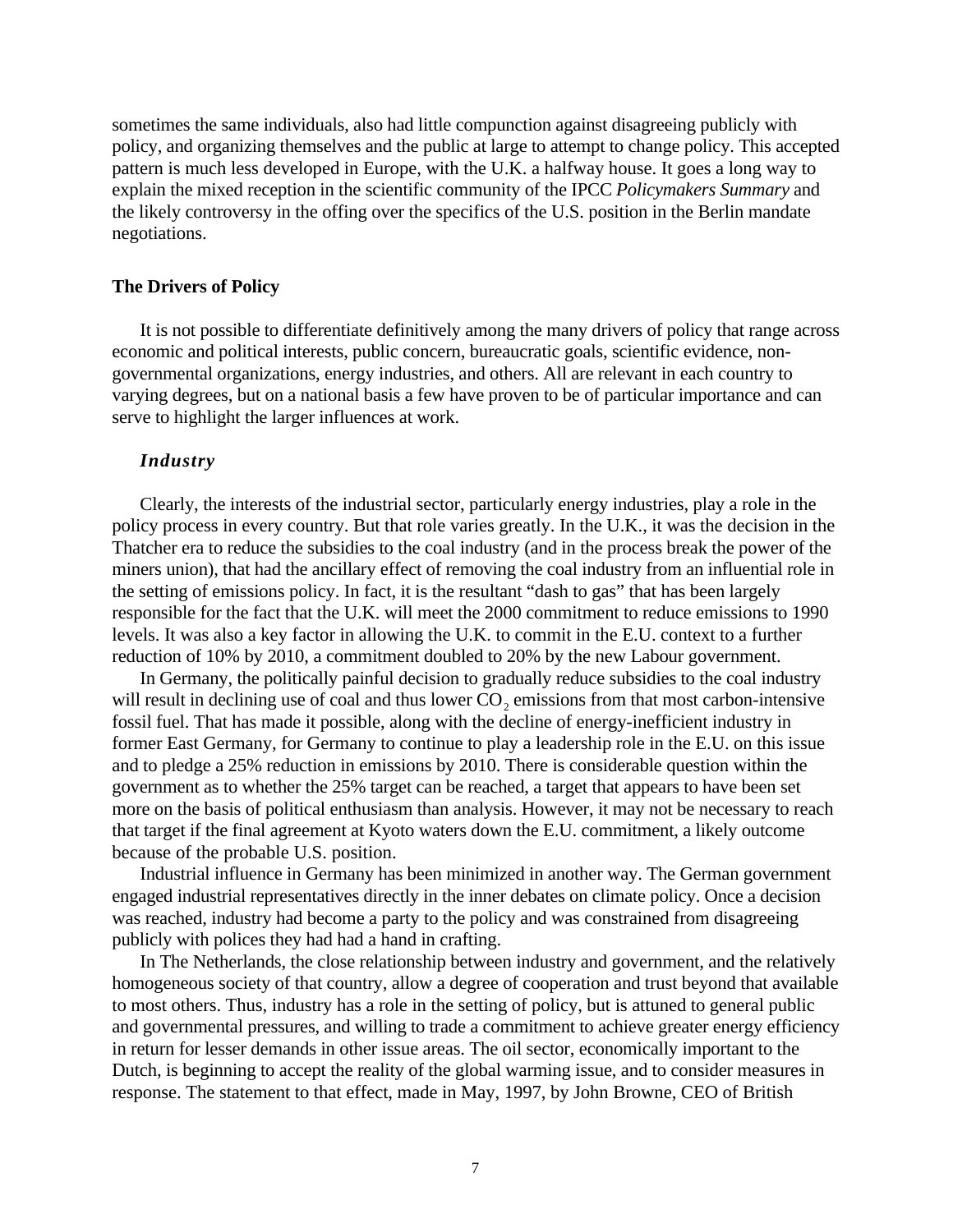sometimes the same individuals, also had little compunction against disagreeing publicly with policy, and organizing themselves and the public at large to attempt to change policy. This accepted pattern is much less developed in Europe, with the U.K. a halfway house. It goes a long way to explain the mixed reception in the scientific community of the IPCC *Policymakers Summary* and the likely controversy in the offing over the specifics of the U.S. position in the Berlin mandate negotiations.

## The Drivers of Policy

It is not possible to differentiate definitively among the many drivers of policy that range across economic and political interests, public concern, bureaucratic goals, scientific evidence, non-governmental organizations, energy industries, and others. All are relevant in each country to varying degrees, but on a national basis a few have proven to be of particular importance and can serve to highlight the larger influences at work.

### *Industry*

Clearly, the interests of the industrial sector, particularly energy industries, play a role in the policy process in every country. But that role varies greatly. In the U.K., it was the decision in the Thatcher era to reduce the subsidies to the coal industry (and in the process break the power of the miners union), that had the ancillary effect of removing the coal industry from an influential role in the setting of emissions policy. In fact, it is the resultant "dash to gas" that has been largely responsible for the fact that the U.K. will meet the 2000 commitment to reduce emissions to 1990 levels. It was also a key factor in allowing the U.K. to commit in the E.U. context to a further reduction of 10% by 2010, a commitment doubled to 20% by the new Labour government.

In Germany, the politically painful decision to gradually reduce subsidies to the coal industry will result in declining use of coal and thus lower $CO_2$ emissions from that most carbon-intensive fossil fuel. That has made it possible, along with the decline of energy-inefficient industry in former East Germany, for Germany to continue to play a leadership role in the E.U. on this issue and to pledge a 25% reduction in emissions by 2010. There is considerable question within the government as to whether the 25% target can be reached, a target that appears to have been set more on the basis of political enthusiasm than analysis. However, it may not be necessary to reach that target if the final agreement at Kyoto waters down the E.U. commitment, a likely outcome because of the probable U.S. position.

Industrial influence in Germany has been minimized in another way. The German government engaged industrial representatives directly in the inner debates on climate policy. Once a decision was reached, industry had become a party to the policy and was constrained from disagreeing publicly with polices they had had a hand in crafting.

In The Netherlands, the close relationship between industry and government, and the relatively homogeneous society of that country, allow a degree of cooperation and trust beyond that available to most others. Thus, industry has a role in the setting of policy, but is attuned to general public and governmental pressures, and willing to trade a commitment to achieve greater energy efficiency in return for lesser demands in other issue areas. The oil sector, economically important to the Dutch, is beginning to accept the reality of the global warming issue, and to consider measures in response. The statement to that effect, made in May, 1997, by John Browne, CEO of British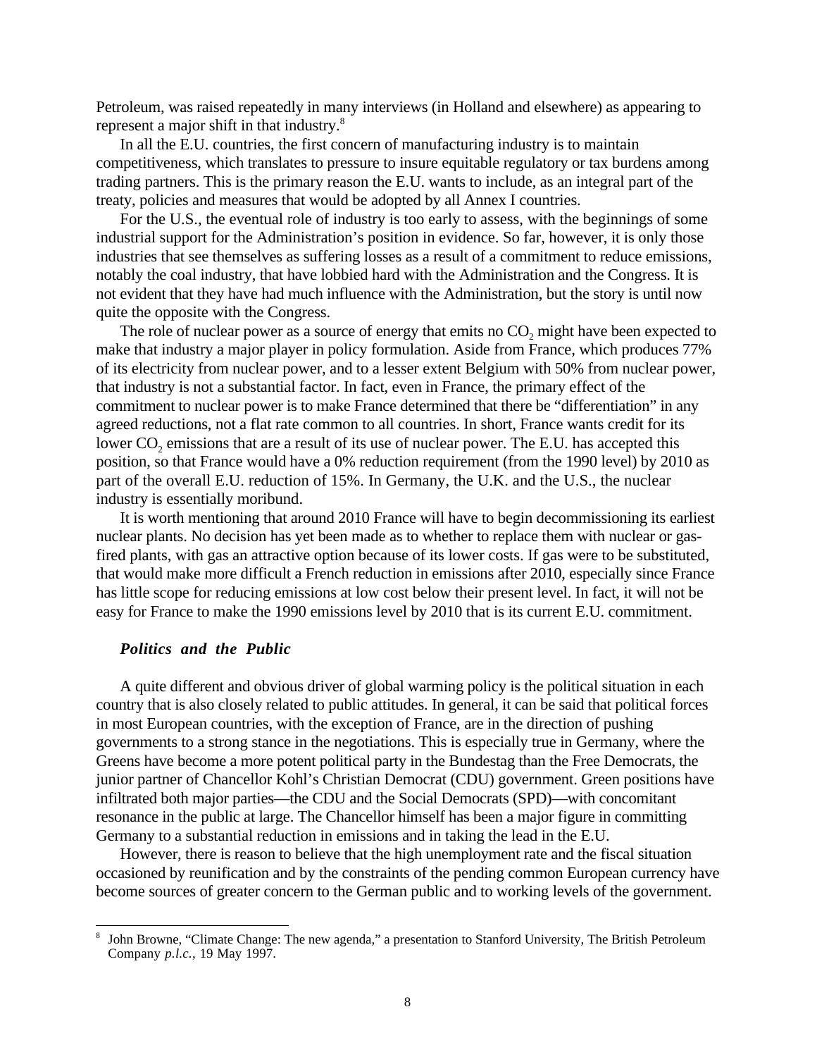Petroleum, was raised repeatedly in many interviews (in Holland and elsewhere) as appearing to represent a major shift in that industry.[8]

In all the E.U. countries, the first concern of manufacturing industry is to maintain competitiveness, which translates to pressure to insure equitable regulatory or tax burdens among trading partners. This is the primary reason the E.U. wants to include, as an integral part of the treaty, policies and measures that would be adopted by all Annex I countries.

For the U.S., the eventual role of industry is too early to assess, with the beginnings of some industrial support for the Administration's position in evidence. So far, however, it is only those industries that see themselves as suffering losses as a result of a commitment to reduce emissions, notably the coal industry, that have lobbied hard with the Administration and the Congress. It is not evident that they have had much influence with the Administration, but the story is until now quite the opposite with the Congress.

The role of nuclear power as a source of energy that emits no $CO_2$ might have been expected to make that industry a major player in policy formulation. Aside from France, which produces 77% of its electricity from nuclear power, and to a lesser extent Belgium with 50% from nuclear power, that industry is not a substantial factor. In fact, even in France, the primary effect of the commitment to nuclear power is to make France determined that there be "differentiation" in any agreed reductions, not a flat rate common to all countries. In short, France wants credit for its lower $CO_2$ emissions that are a result of its use of nuclear power. The E.U. has accepted this position, so that France would have a 0% reduction requirement (from the 1990 level) by 2010 as part of the overall E.U. reduction of 15%. In Germany, the U.K. and the U.S., the nuclear industry is essentially moribund.

It is worth mentioning that around 2010 France will have to begin decommissioning its earliest nuclear plants. No decision has yet been made as to whether to replace them with nuclear or gas-fired plants, with gas an attractive option because of its lower costs. If gas were to be substituted, that would make more difficult a French reduction in emissions after 2010, especially since France has little scope for reducing emissions at low cost below their present level. In fact, it will not be easy for France to make the 1990 emissions level by 2010 that is its current E.U. commitment.

### *Politics and the Public*

A quite different and obvious driver of global warming policy is the political situation in each country that is also closely related to public attitudes. In general, it can be said that political forces in most European countries, with the exception of France, are in the direction of pushing governments to a strong stance in the negotiations. This is especially true in Germany, where the Greens have become a more potent political party in the Bundestag than the Free Democrats, the junior partner of Chancellor Kohl's Christian Democrat (CDU) government. Green positions have infiltrated both major parties—the CDU and the Social Democrats (SPD)—with concomitant resonance in the public at large. The Chancellor himself has been a major figure in committing Germany to a substantial reduction in emissions and in taking the lead in the E.U.

However, there is reason to believe that the high unemployment rate and the fiscal situation occasioned by reunification and by the constraints of the pending common European currency have become sources of greater concern to the German public and to working levels of the government.

---

[8] John Browne, "Climate Change: The new agenda," a presentation to Stanford University, The British Petroleum Company *p.l.c.*, 19 May 1997.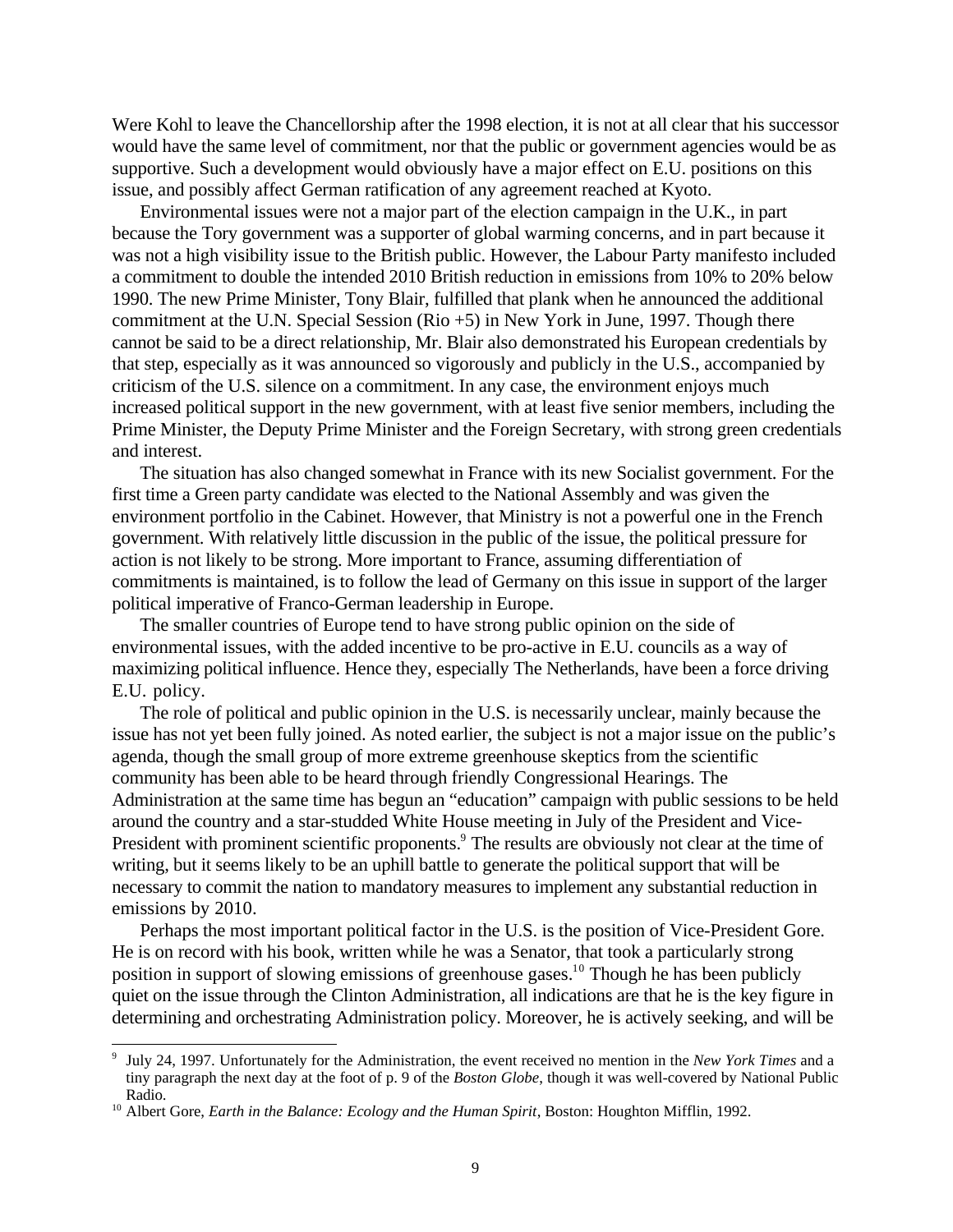Were Kohl to leave the Chancellorship after the 1998 election, it is not at all clear that his successor would have the same level of commitment, nor that the public or government agencies would be as supportive. Such a development would obviously have a major effect on E.U. positions on this issue, and possibly affect German ratification of any agreement reached at Kyoto.

Environmental issues were not a major part of the election campaign in the U.K., in part because the Tory government was a supporter of global warming concerns, and in part because it was not a high visibility issue to the British public. However, the Labour Party manifesto included a commitment to double the intended 2010 British reduction in emissions from 10% to 20% below 1990. The new Prime Minister, Tony Blair, fulfilled that plank when he announced the additional commitment at the U.N. Special Session (Rio +5) in New York in June, 1997. Though there cannot be said to be a direct relationship, Mr. Blair also demonstrated his European credentials by that step, especially as it was announced so vigorously and publicly in the U.S., accompanied by criticism of the U.S. silence on a commitment. In any case, the environment enjoys much increased political support in the new government, with at least five senior members, including the Prime Minister, the Deputy Prime Minister and the Foreign Secretary, with strong green credentials and interest.

The situation has also changed somewhat in France with its new Socialist government. For the first time a Green party candidate was elected to the National Assembly and was given the environment portfolio in the Cabinet. However, that Ministry is not a powerful one in the French government. With relatively little discussion in the public of the issue, the political pressure for action is not likely to be strong. More important to France, assuming differentiation of commitments is maintained, is to follow the lead of Germany on this issue in support of the larger political imperative of Franco-German leadership in Europe.

The smaller countries of Europe tend to have strong public opinion on the side of environmental issues, with the added incentive to be pro-active in E.U. councils as a way of maximizing political influence. Hence they, especially The Netherlands, have been a force driving E.U. policy.

The role of political and public opinion in the U.S. is necessarily unclear, mainly because the issue has not yet been fully joined. As noted earlier, the subject is not a major issue on the public's agenda, though the small group of more extreme greenhouse skeptics from the scientific community has been able to be heard through friendly Congressional Hearings. The Administration at the same time has begun an "education" campaign with public sessions to be held around the country and a star-studded White House meeting in July of the President and Vice-President with prominent scientific proponents.[9] The results are obviously not clear at the time of writing, but it seems likely to be an uphill battle to generate the political support that will be necessary to commit the nation to mandatory measures to implement any substantial reduction in emissions by 2010.

Perhaps the most important political factor in the U.S. is the position of Vice-President Gore. He is on record with his book, written while he was a Senator, that took a particularly strong position in support of slowing emissions of greenhouse gases.[10] Though he has been publicly quiet on the issue through the Clinton Administration, all indications are that he is the key figure in determining and orchestrating Administration policy. Moreover, he is actively seeking, and will be

---

[9] July 24, 1997. Unfortunately for the Administration, the event received no mention in the *New York Times* and a tiny paragraph the next day at the foot of p. 9 of the *Boston Globe*, though it was well-covered by National Public Radio.

[10] Albert Gore, *Earth in the Balance: Ecology and the Human Spirit*, Boston: Houghton Mifflin, 1992.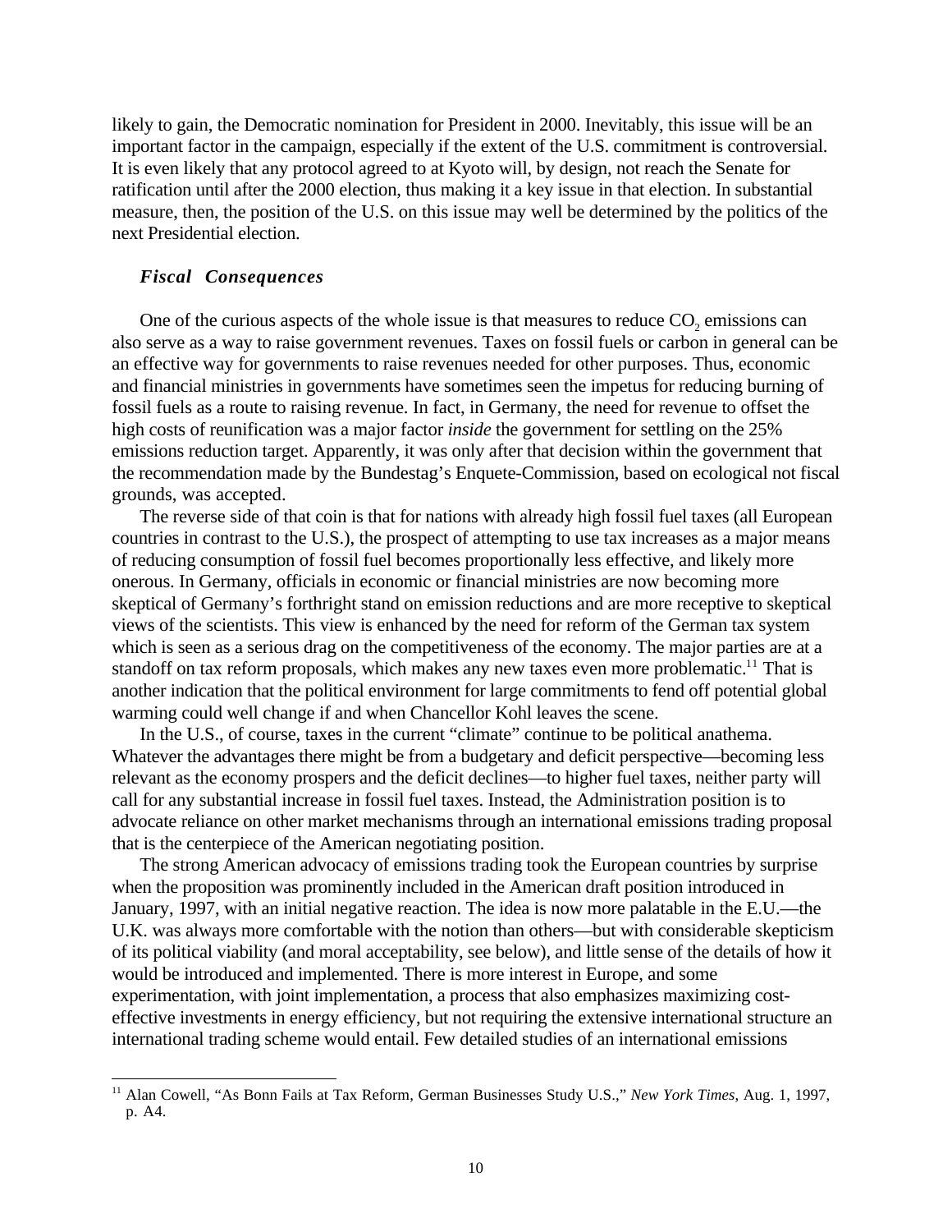likely to gain, the Democratic nomination for President in 2000. Inevitably, this issue will be an important factor in the campaign, especially if the extent of the U.S. commitment is controversial. It is even likely that any protocol agreed to at Kyoto will, by design, not reach the Senate for ratification until after the 2000 election, thus making it a key issue in that election. In substantial measure, then, the position of the U.S. on this issue may well be determined by the politics of the next Presidential election.

### *Fiscal Consequences*

One of the curious aspects of the whole issue is that measures to reduce $CO_2$ emissions can also serve as a way to raise government revenues. Taxes on fossil fuels or carbon in general can be an effective way for governments to raise revenues needed for other purposes. Thus, economic and financial ministries in governments have sometimes seen the impetus for reducing burning of fossil fuels as a route to raising revenue. In fact, in Germany, the need for revenue to offset the high costs of reunification was a major factor *inside* the government for settling on the 25% emissions reduction target. Apparently, it was only after that decision within the government that the recommendation made by the Bundestag's Enquete-Commission, based on ecological not fiscal grounds, was accepted.

The reverse side of that coin is that for nations with already high fossil fuel taxes (all European countries in contrast to the U.S.), the prospect of attempting to use tax increases as a major means of reducing consumption of fossil fuel becomes proportionally less effective, and likely more onerous. In Germany, officials in economic or financial ministries are now becoming more skeptical of Germany's forthright stand on emission reductions and are more receptive to skeptical views of the scientists. This view is enhanced by the need for reform of the German tax system which is seen as a serious drag on the competitiveness of the economy. The major parties are at a standoff on tax reform proposals, which makes any new taxes even more problematic.[11] That is another indication that the political environment for large commitments to fend off potential global warming could well change if and when Chancellor Kohl leaves the scene.

In the U.S., of course, taxes in the current "climate" continue to be political anathema. Whatever the advantages there might be from a budgetary and deficit perspective—becoming less relevant as the economy prospers and the deficit declines—to higher fuel taxes, neither party will call for any substantial increase in fossil fuel taxes. Instead, the Administration position is to advocate reliance on other market mechanisms through an international emissions trading proposal that is the centerpiece of the American negotiating position.

The strong American advocacy of emissions trading took the European countries by surprise when the proposition was prominently included in the American draft position introduced in January, 1997, with an initial negative reaction. The idea is now more palatable in the E.U.—the U.K. was always more comfortable with the notion than others—but with considerable skepticism of its political viability (and moral acceptability, see below), and little sense of the details of how it would be introduced and implemented. There is more interest in Europe, and some experimentation, with joint implementation, a process that also emphasizes maximizing cost-effective investments in energy efficiency, but not requiring the extensive international structure an international trading scheme would entail. Few detailed studies of an international emissions

[11] Alan Cowell, "As Bonn Fails at Tax Reform, German Businesses Study U.S.," *New York Times*, Aug. 1, 1997, p. A4.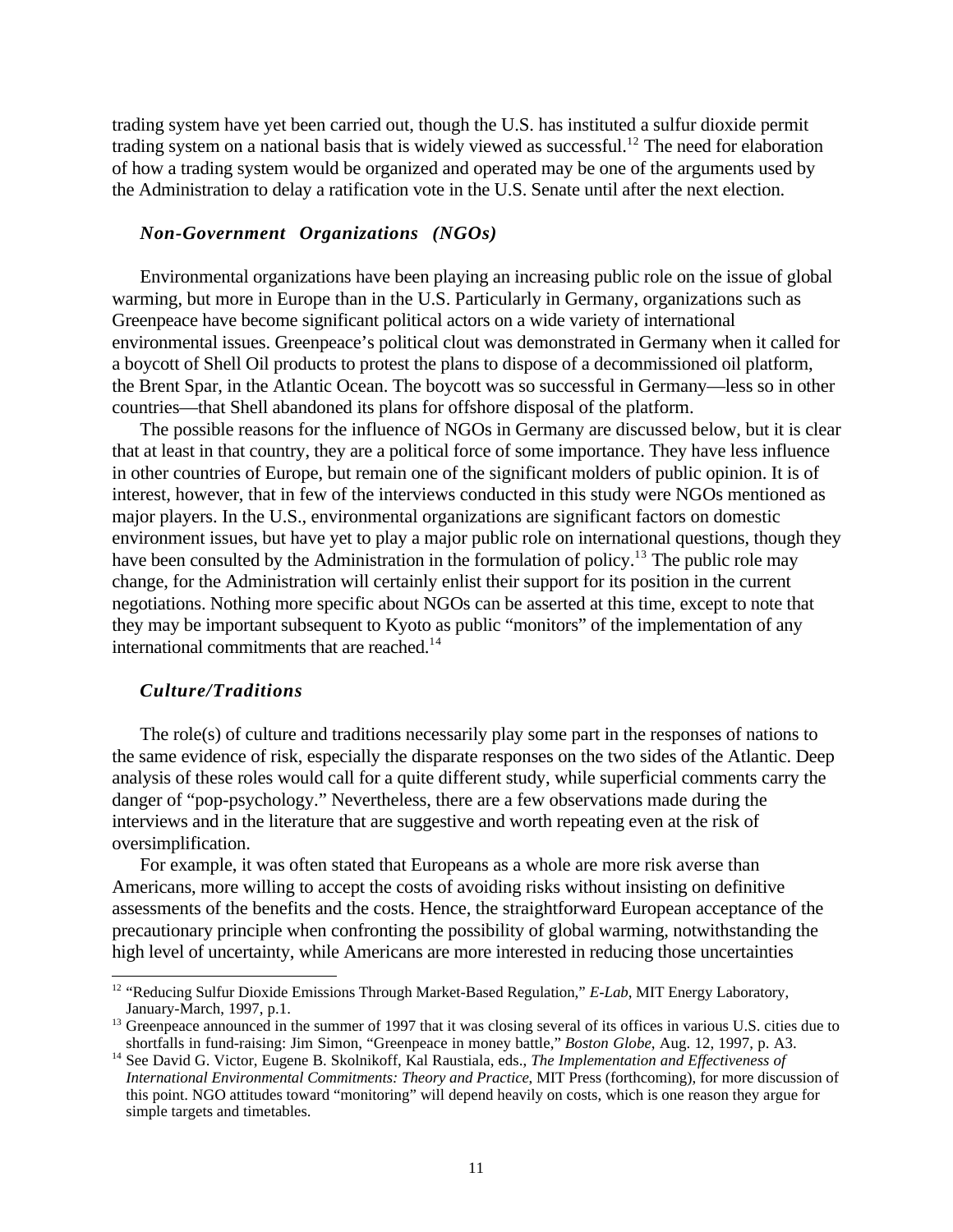trading system have yet been carried out, though the U.S. has instituted a sulfur dioxide permit trading system on a national basis that is widely viewed as successful.[12] The need for elaboration of how a trading system would be organized and operated may be one of the arguments used by the Administration to delay a ratification vote in the U.S. Senate until after the next election.

### *Non-Government Organizations (NGOs)*

Environmental organizations have been playing an increasing public role on the issue of global warming, but more in Europe than in the U.S. Particularly in Germany, organizations such as Greenpeace have become significant political actors on a wide variety of international environmental issues. Greenpeace's political clout was demonstrated in Germany when it called for a boycott of Shell Oil products to protest the plans to dispose of a decommissioned oil platform, the Brent Spar, in the Atlantic Ocean. The boycott was so successful in Germany—less so in other countries—that Shell abandoned its plans for offshore disposal of the platform.

The possible reasons for the influence of NGOs in Germany are discussed below, but it is clear that at least in that country, they are a political force of some importance. They have less influence in other countries of Europe, but remain one of the significant molders of public opinion. It is of interest, however, that in few of the interviews conducted in this study were NGOs mentioned as major players. In the U.S., environmental organizations are significant factors on domestic environment issues, but have yet to play a major public role on international questions, though they have been consulted by the Administration in the formulation of policy.[13] The public role may change, for the Administration will certainly enlist their support for its position in the current negotiations. Nothing more specific about NGOs can be asserted at this time, except to note that they may be important subsequent to Kyoto as public "monitors" of the implementation of any international commitments that are reached.[14]

### *Culture/Traditions*

The role(s) of culture and traditions necessarily play some part in the responses of nations to the same evidence of risk, especially the disparate responses on the two sides of the Atlantic. Deep analysis of these roles would call for a quite different study, while superficial comments carry the danger of "pop-psychology." Nevertheless, there are a few observations made during the interviews and in the literature that are suggestive and worth repeating even at the risk of oversimplification.

For example, it was often stated that Europeans as a whole are more risk averse than Americans, more willing to accept the costs of avoiding risks without insisting on definitive assessments of the benefits and the costs. Hence, the straightforward European acceptance of the precautionary principle when confronting the possibility of global warming, notwithstanding the high level of uncertainty, while Americans are more interested in reducing those uncertainties

---

[12] "Reducing Sulfur Dioxide Emissions Through Market-Based Regulation," *E-Lab*, MIT Energy Laboratory, January-March, 1997, p.1.

[13] Greenpeace announced in the summer of 1997 that it was closing several of its offices in various U.S. cities due to shortfalls in fund-raising: Jim Simon, "Greenpeace in money battle," *Boston Globe*, Aug. 12, 1997, p. A3.

[14] See David G. Victor, Eugene B. Skolnikoff, Kal Raustiala, eds., *The Implementation and Effectiveness of International Environmental Commitments: Theory and Practice*, MIT Press (forthcoming), for more discussion of this point. NGO attitudes toward "monitoring" will depend heavily on costs, which is one reason they argue for simple targets and timetables.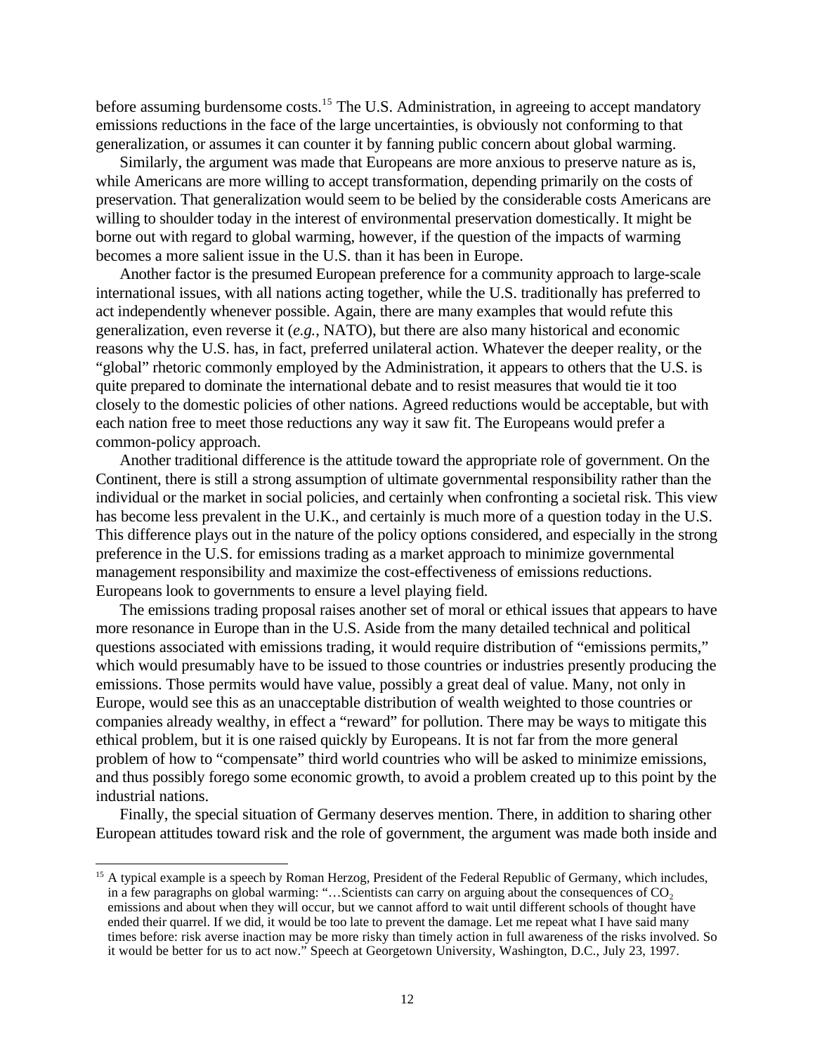before assuming burdensome costs.[15] The U.S. Administration, in agreeing to accept mandatory emissions reductions in the face of the large uncertainties, is obviously not conforming to that generalization, or assumes it can counter it by fanning public concern about global warming.

Similarly, the argument was made that Europeans are more anxious to preserve nature as is, while Americans are more willing to accept transformation, depending primarily on the costs of preservation. That generalization would seem to be belied by the considerable costs Americans are willing to shoulder today in the interest of environmental preservation domestically. It might be borne out with regard to global warming, however, if the question of the impacts of warming becomes a more salient issue in the U.S. than it has been in Europe.

Another factor is the presumed European preference for a community approach to large-scale international issues, with all nations acting together, while the U.S. traditionally has preferred to act independently whenever possible. Again, there are many examples that would refute this generalization, even reverse it (*e.g.,* NATO), but there are also many historical and economic reasons why the U.S. has, in fact, preferred unilateral action. Whatever the deeper reality, or the "global" rhetoric commonly employed by the Administration, it appears to others that the U.S. is quite prepared to dominate the international debate and to resist measures that would tie it too closely to the domestic policies of other nations. Agreed reductions would be acceptable, but with each nation free to meet those reductions any way it saw fit. The Europeans would prefer a common-policy approach.

Another traditional difference is the attitude toward the appropriate role of government. On the Continent, there is still a strong assumption of ultimate governmental responsibility rather than the individual or the market in social policies, and certainly when confronting a societal risk. This view has become less prevalent in the U.K., and certainly is much more of a question today in the U.S. This difference plays out in the nature of the policy options considered, and especially in the strong preference in the U.S. for emissions trading as a market approach to minimize governmental management responsibility and maximize the cost-effectiveness of emissions reductions. Europeans look to governments to ensure a level playing field.

The emissions trading proposal raises another set of moral or ethical issues that appears to have more resonance in Europe than in the U.S. Aside from the many detailed technical and political questions associated with emissions trading, it would require distribution of "emissions permits," which would presumably have to be issued to those countries or industries presently producing the emissions. Those permits would have value, possibly a great deal of value. Many, not only in Europe, would see this as an unacceptable distribution of wealth weighted to those countries or companies already wealthy, in effect a "reward" for pollution. There may be ways to mitigate this ethical problem, but it is one raised quickly by Europeans. It is not far from the more general problem of how to "compensate" third world countries who will be asked to minimize emissions, and thus possibly forego some economic growth, to avoid a problem created up to this point by the industrial nations.

Finally, the special situation of Germany deserves mention. There, in addition to sharing other European attitudes toward risk and the role of government, the argument was made both inside and

[15] A typical example is a speech by Roman Herzog, President of the Federal Republic of Germany, which includes, in a few paragraphs on global warming: "…Scientists can carry on arguing about the consequences of $CO_2$ emissions and about when they will occur, but we cannot afford to wait until different schools of thought have ended their quarrel. If we did, it would be too late to prevent the damage. Let me repeat what I have said many times before: risk averse inaction may be more risky than timely action in full awareness of the risks involved. So it would be better for us to act now." Speech at Georgetown University, Washington, D.C., July 23, 1997.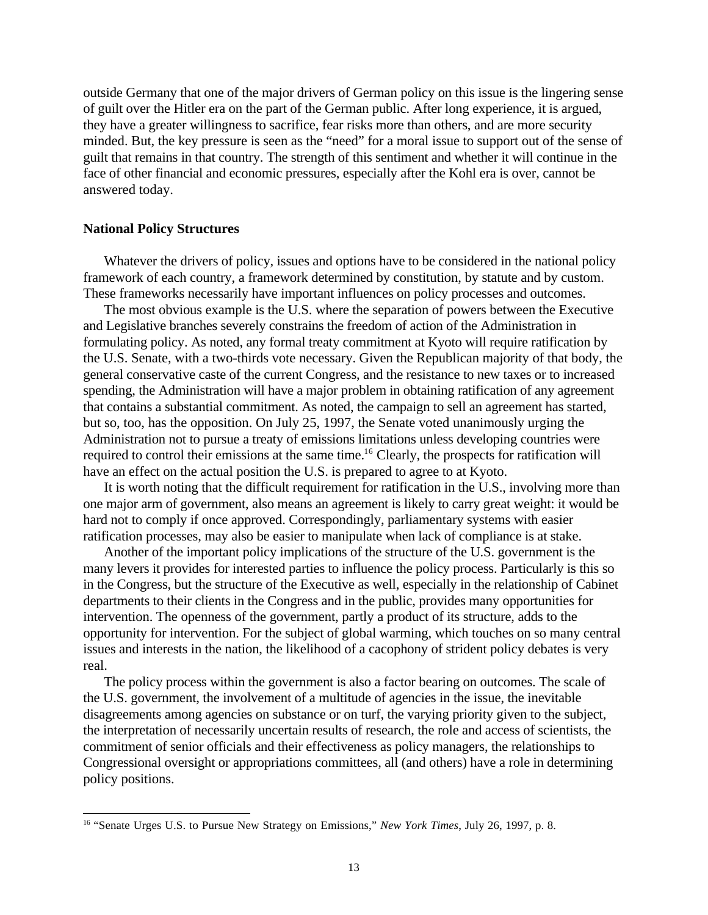outside Germany that one of the major drivers of German policy on this issue is the lingering sense of guilt over the Hitler era on the part of the German public. After long experience, it is argued, they have a greater willingness to sacrifice, fear risks more than others, and are more security minded. But, the key pressure is seen as the "need" for a moral issue to support out of the sense of guilt that remains in that country. The strength of this sentiment and whether it will continue in the face of other financial and economic pressures, especially after the Kohl era is over, cannot be answered today.

**National Policy Structures**

Whatever the drivers of policy, issues and options have to be considered in the national policy framework of each country, a framework determined by constitution, by statute and by custom. These frameworks necessarily have important influences on policy processes and outcomes.

The most obvious example is the U.S. where the separation of powers between the Executive and Legislative branches severely constrains the freedom of action of the Administration in formulating policy. As noted, any formal treaty commitment at Kyoto will require ratification by the U.S. Senate, with a two-thirds vote necessary. Given the Republican majority of that body, the general conservative caste of the current Congress, and the resistance to new taxes or to increased spending, the Administration will have a major problem in obtaining ratification of any agreement that contains a substantial commitment. As noted, the campaign to sell an agreement has started, but so, too, has the opposition. On July 25, 1997, the Senate voted unanimously urging the Administration not to pursue a treaty of emissions limitations unless developing countries were required to control their emissions at the same time.[16] Clearly, the prospects for ratification will have an effect on the actual position the U.S. is prepared to agree to at Kyoto.

It is worth noting that the difficult requirement for ratification in the U.S., involving more than one major arm of government, also means an agreement is likely to carry great weight: it would be hard not to comply if once approved. Correspondingly, parliamentary systems with easier ratification processes, may also be easier to manipulate when lack of compliance is at stake.

Another of the important policy implications of the structure of the U.S. government is the many levers it provides for interested parties to influence the policy process. Particularly is this so in the Congress, but the structure of the Executive as well, especially in the relationship of Cabinet departments to their clients in the Congress and in the public, provides many opportunities for intervention. The openness of the government, partly a product of its structure, adds to the opportunity for intervention. For the subject of global warming, which touches on so many central issues and interests in the nation, the likelihood of a cacophony of strident policy debates is very real.

The policy process within the government is also a factor bearing on outcomes. The scale of the U.S. government, the involvement of a multitude of agencies in the issue, the inevitable disagreements among agencies on substance or on turf, the varying priority given to the subject, the interpretation of necessarily uncertain results of research, the role and access of scientists, the commitment of senior officials and their effectiveness as policy managers, the relationships to Congressional oversight or appropriations committees, all (and others) have a role in determining policy positions.

---

[16] "Senate Urges U.S. to Pursue New Strategy on Emissions," *New York Times*, July 26, 1997, p. 8.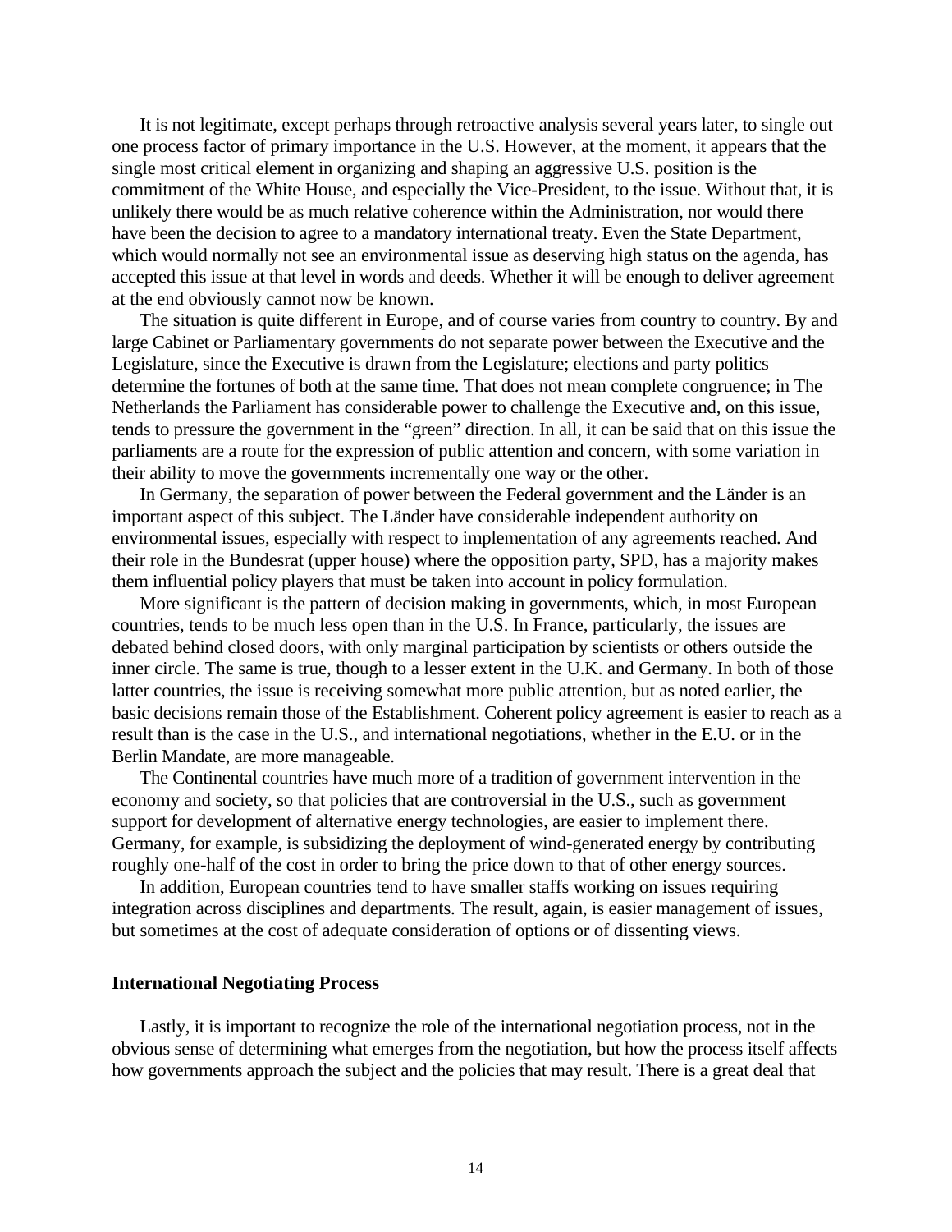It is not legitimate, except perhaps through retroactive analysis several years later, to single out one process factor of primary importance in the U.S. However, at the moment, it appears that the single most critical element in organizing and shaping an aggressive U.S. position is the commitment of the White House, and especially the Vice-President, to the issue. Without that, it is unlikely there would be as much relative coherence within the Administration, nor would there have been the decision to agree to a mandatory international treaty. Even the State Department, which would normally not see an environmental issue as deserving high status on the agenda, has accepted this issue at that level in words and deeds. Whether it will be enough to deliver agreement at the end obviously cannot now be known.

The situation is quite different in Europe, and of course varies from country to country. By and large Cabinet or Parliamentary governments do not separate power between the Executive and the Legislature, since the Executive is drawn from the Legislature; elections and party politics determine the fortunes of both at the same time. That does not mean complete congruence; in The Netherlands the Parliament has considerable power to challenge the Executive and, on this issue, tends to pressure the government in the "green" direction. In all, it can be said that on this issue the parliaments are a route for the expression of public attention and concern, with some variation in their ability to move the governments incrementally one way or the other.

In Germany, the separation of power between the Federal government and the Länder is an important aspect of this subject. The Länder have considerable independent authority on environmental issues, especially with respect to implementation of any agreements reached. And their role in the Bundesrat (upper house) where the opposition party, SPD, has a majority makes them influential policy players that must be taken into account in policy formulation.

More significant is the pattern of decision making in governments, which, in most European countries, tends to be much less open than in the U.S. In France, particularly, the issues are debated behind closed doors, with only marginal participation by scientists or others outside the inner circle. The same is true, though to a lesser extent in the U.K. and Germany. In both of those latter countries, the issue is receiving somewhat more public attention, but as noted earlier, the basic decisions remain those of the Establishment. Coherent policy agreement is easier to reach as a result than is the case in the U.S., and international negotiations, whether in the E.U. or in the Berlin Mandate, are more manageable.

The Continental countries have much more of a tradition of government intervention in the economy and society, so that policies that are controversial in the U.S., such as government support for development of alternative energy technologies, are easier to implement there. Germany, for example, is subsidizing the deployment of wind-generated energy by contributing roughly one-half of the cost in order to bring the price down to that of other energy sources.

In addition, European countries tend to have smaller staffs working on issues requiring integration across disciplines and departments. The result, again, is easier management of issues, but sometimes at the cost of adequate consideration of options or of dissenting views.

**International Negotiating Process**

Lastly, it is important to recognize the role of the international negotiation process, not in the obvious sense of determining what emerges from the negotiation, but how the process itself affects how governments approach the subject and the policies that may result. There is a great deal that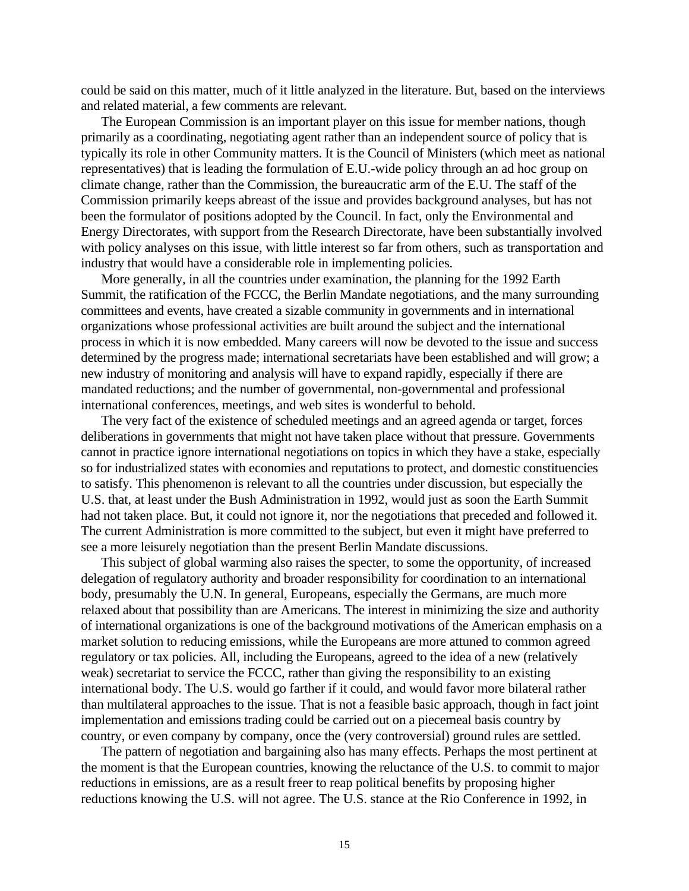could be said on this matter, much of it little analyzed in the literature. But, based on the interviews and related material, a few comments are relevant.

The European Commission is an important player on this issue for member nations, though primarily as a coordinating, negotiating agent rather than an independent source of policy that is typically its role in other Community matters. It is the Council of Ministers (which meet as national representatives) that is leading the formulation of E.U.-wide policy through an ad hoc group on climate change, rather than the Commission, the bureaucratic arm of the E.U. The staff of the Commission primarily keeps abreast of the issue and provides background analyses, but has not been the formulator of positions adopted by the Council. In fact, only the Environmental and Energy Directorates, with support from the Research Directorate, have been substantially involved with policy analyses on this issue, with little interest so far from others, such as transportation and industry that would have a considerable role in implementing policies.

More generally, in all the countries under examination, the planning for the 1992 Earth Summit, the ratification of the FCCC, the Berlin Mandate negotiations, and the many surrounding committees and events, have created a sizable community in governments and in international organizations whose professional activities are built around the subject and the international process in which it is now embedded. Many careers will now be devoted to the issue and success determined by the progress made; international secretariats have been established and will grow; a new industry of monitoring and analysis will have to expand rapidly, especially if there are mandated reductions; and the number of governmental, non-governmental and professional international conferences, meetings, and web sites is wonderful to behold.

The very fact of the existence of scheduled meetings and an agreed agenda or target, forces deliberations in governments that might not have taken place without that pressure. Governments cannot in practice ignore international negotiations on topics in which they have a stake, especially so for industrialized states with economies and reputations to protect, and domestic constituencies to satisfy. This phenomenon is relevant to all the countries under discussion, but especially the U.S. that, at least under the Bush Administration in 1992, would just as soon the Earth Summit had not taken place. But, it could not ignore it, nor the negotiations that preceded and followed it. The current Administration is more committed to the subject, but even it might have preferred to see a more leisurely negotiation than the present Berlin Mandate discussions.

This subject of global warming also raises the specter, to some the opportunity, of increased delegation of regulatory authority and broader responsibility for coordination to an international body, presumably the U.N. In general, Europeans, especially the Germans, are much more relaxed about that possibility than are Americans. The interest in minimizing the size and authority of international organizations is one of the background motivations of the American emphasis on a market solution to reducing emissions, while the Europeans are more attuned to common agreed regulatory or tax policies. All, including the Europeans, agreed to the idea of a new (relatively weak) secretariat to service the FCCC, rather than giving the responsibility to an existing international body. The U.S. would go farther if it could, and would favor more bilateral rather than multilateral approaches to the issue. That is not a feasible basic approach, though in fact joint implementation and emissions trading could be carried out on a piecemeal basis country by country, or even company by company, once the (very controversial) ground rules are settled.

The pattern of negotiation and bargaining also has many effects. Perhaps the most pertinent at the moment is that the European countries, knowing the reluctance of the U.S. to commit to major reductions in emissions, are as a result freer to reap political benefits by proposing higher reductions knowing the U.S. will not agree. The U.S. stance at the Rio Conference in 1992, in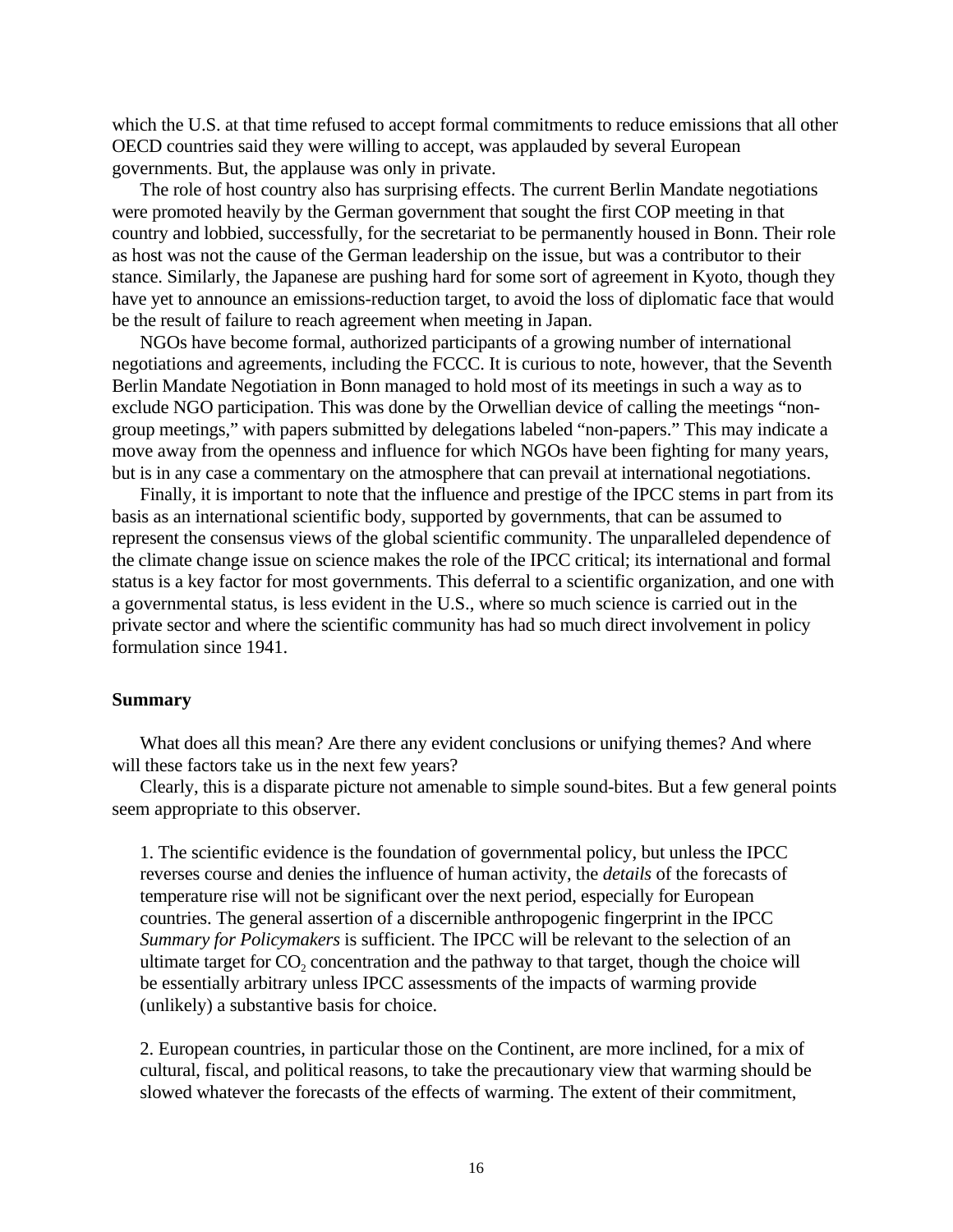which the U.S. at that time refused to accept formal commitments to reduce emissions that all other OECD countries said they were willing to accept, was applauded by several European governments. But, the applause was only in private.

The role of host country also has surprising effects. The current Berlin Mandate negotiations were promoted heavily by the German government that sought the first COP meeting in that country and lobbied, successfully, for the secretariat to be permanently housed in Bonn. Their role as host was not the cause of the German leadership on the issue, but was a contributor to their stance. Similarly, the Japanese are pushing hard for some sort of agreement in Kyoto, though they have yet to announce an emissions-reduction target, to avoid the loss of diplomatic face that would be the result of failure to reach agreement when meeting in Japan.

NGOs have become formal, authorized participants of a growing number of international negotiations and agreements, including the FCCC. It is curious to note, however, that the Seventh Berlin Mandate Negotiation in Bonn managed to hold most of its meetings in such a way as to exclude NGO participation. This was done by the Orwellian device of calling the meetings "non-group meetings," with papers submitted by delegations labeled "non-papers." This may indicate a move away from the openness and influence for which NGOs have been fighting for many years, but is in any case a commentary on the atmosphere that can prevail at international negotiations.

Finally, it is important to note that the influence and prestige of the IPCC stems in part from its basis as an international scientific body, supported by governments, that can be assumed to represent the consensus views of the global scientific community. The unparalleled dependence of the climate change issue on science makes the role of the IPCC critical; its international and formal status is a key factor for most governments. This deferral to a scientific organization, and one with a governmental status, is less evident in the U.S., where so much science is carried out in the private sector and where the scientific community has had so much direct involvement in policy formulation since 1941.

**Summary**

What does all this mean? Are there any evident conclusions or unifying themes? And where will these factors take us in the next few years?

Clearly, this is a disparate picture not amenable to simple sound-bites. But a few general points seem appropriate to this observer.

1. The scientific evidence is the foundation of governmental policy, but unless the IPCC reverses course and denies the influence of human activity, the *details* of the forecasts of temperature rise will not be significant over the next period, especially for European countries. The general assertion of a discernible anthropogenic fingerprint in the IPCC *Summary for Policymakers* is sufficient. The IPCC will be relevant to the selection of an ultimate target for $CO_2$ concentration and the pathway to that target, though the choice will be essentially arbitrary unless IPCC assessments of the impacts of warming provide (unlikely) a substantive basis for choice.

2. European countries, in particular those on the Continent, are more inclined, for a mix of cultural, fiscal, and political reasons, to take the precautionary view that warming should be slowed whatever the forecasts of the effects of warming. The extent of their commitment,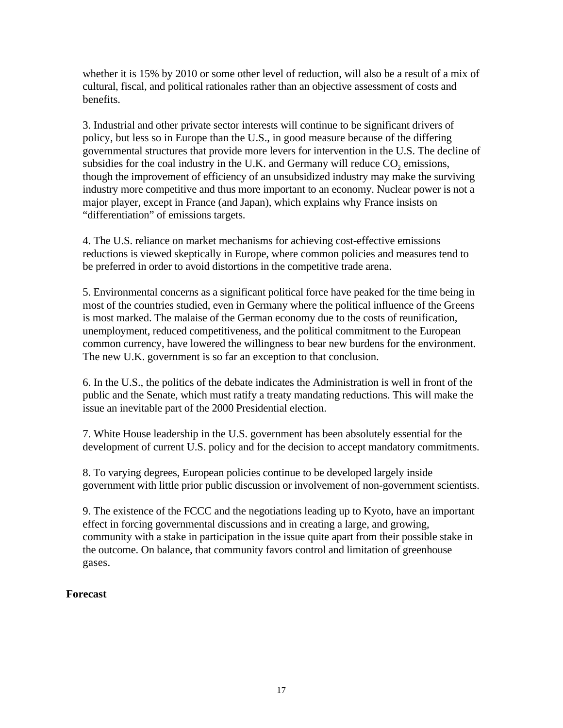whether it is 15% by 2010 or some other level of reduction, will also be a result of a mix of cultural, fiscal, and political rationales rather than an objective assessment of costs and benefits.

3. Industrial and other private sector interests will continue to be significant drivers of policy, but less so in Europe than the U.S., in good measure because of the differing governmental structures that provide more levers for intervention in the U.S. The decline of subsidies for the coal industry in the U.K. and Germany will reduce $CO_2$ emissions, though the improvement of efficiency of an unsubsidized industry may make the surviving industry more competitive and thus more important to an economy. Nuclear power is not a major player, except in France (and Japan), which explains why France insists on "differentiation" of emissions targets.

4. The U.S. reliance on market mechanisms for achieving cost-effective emissions reductions is viewed skeptically in Europe, where common policies and measures tend to be preferred in order to avoid distortions in the competitive trade arena.

5. Environmental concerns as a significant political force have peaked for the time being in most of the countries studied, even in Germany where the political influence of the Greens is most marked. The malaise of the German economy due to the costs of reunification, unemployment, reduced competitiveness, and the political commitment to the European common currency, have lowered the willingness to bear new burdens for the environment. The new U.K. government is so far an exception to that conclusion.

6. In the U.S., the politics of the debate indicates the Administration is well in front of the public and the Senate, which must ratify a treaty mandating reductions. This will make the issue an inevitable part of the 2000 Presidential election.

7. White House leadership in the U.S. government has been absolutely essential for the development of current U.S. policy and for the decision to accept mandatory commitments.

8. To varying degrees, European policies continue to be developed largely inside government with little prior public discussion or involvement of non-government scientists.

9. The existence of the FCCC and the negotiations leading up to Kyoto, have an important effect in forcing governmental discussions and in creating a large, and growing, community with a stake in participation in the issue quite apart from their possible stake in the outcome. On balance, that community favors control and limitation of greenhouse gases.

**Forecast**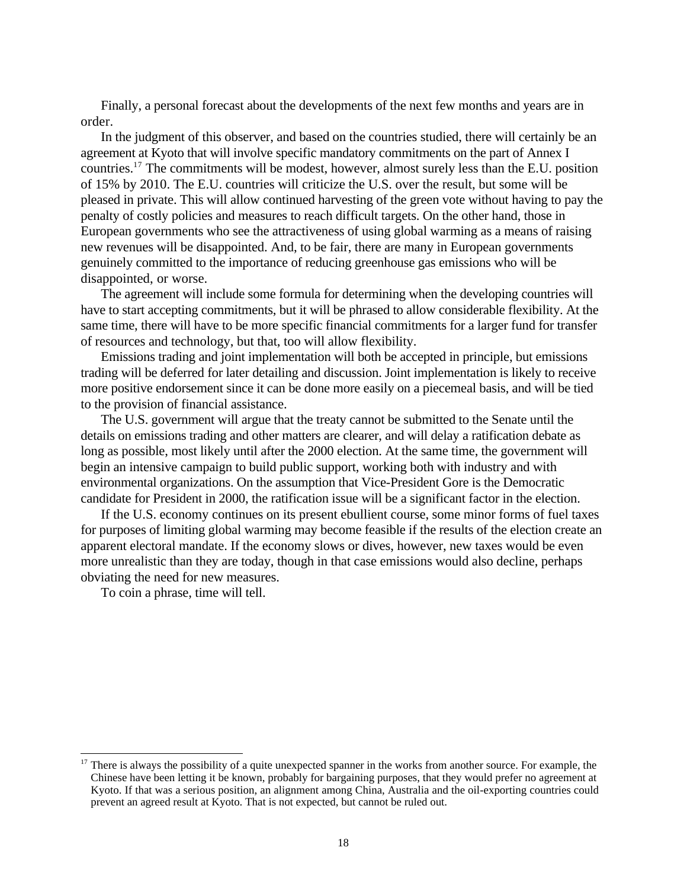Finally, a personal forecast about the developments of the next few months and years are in order.

In the judgment of this observer, and based on the countries studied, there will certainly be an agreement at Kyoto that will involve specific mandatory commitments on the part of Annex I countries.[17] The commitments will be modest, however, almost surely less than the E.U. position of 15% by 2010. The E.U. countries will criticize the U.S. over the result, but some will be pleased in private. This will allow continued harvesting of the green vote without having to pay the penalty of costly policies and measures to reach difficult targets. On the other hand, those in European governments who see the attractiveness of using global warming as a means of raising new revenues will be disappointed. And, to be fair, there are many in European governments genuinely committed to the importance of reducing greenhouse gas emissions who will be disappointed, or worse.

The agreement will include some formula for determining when the developing countries will have to start accepting commitments, but it will be phrased to allow considerable flexibility. At the same time, there will have to be more specific financial commitments for a larger fund for transfer of resources and technology, but that, too will allow flexibility.

Emissions trading and joint implementation will both be accepted in principle, but emissions trading will be deferred for later detailing and discussion. Joint implementation is likely to receive more positive endorsement since it can be done more easily on a piecemeal basis, and will be tied to the provision of financial assistance.

The U.S. government will argue that the treaty cannot be submitted to the Senate until the details on emissions trading and other matters are clearer, and will delay a ratification debate as long as possible, most likely until after the 2000 election. At the same time, the government will begin an intensive campaign to build public support, working both with industry and with environmental organizations. On the assumption that Vice-President Gore is the Democratic candidate for President in 2000, the ratification issue will be a significant factor in the election.

If the U.S. economy continues on its present ebullient course, some minor forms of fuel taxes for purposes of limiting global warming may become feasible if the results of the election create an apparent electoral mandate. If the economy slows or dives, however, new taxes would be even more unrealistic than they are today, though in that case emissions would also decline, perhaps obviating the need for new measures.

To coin a phrase, time will tell.

---

[17] There is always the possibility of a quite unexpected spanner in the works from another source. For example, the Chinese have been letting it be known, probably for bargaining purposes, that they would prefer no agreement at Kyoto. If that was a serious position, an alignment among China, Australia and the oil-exporting countries could prevent an agreed result at Kyoto. That is not expected, but cannot be ruled out.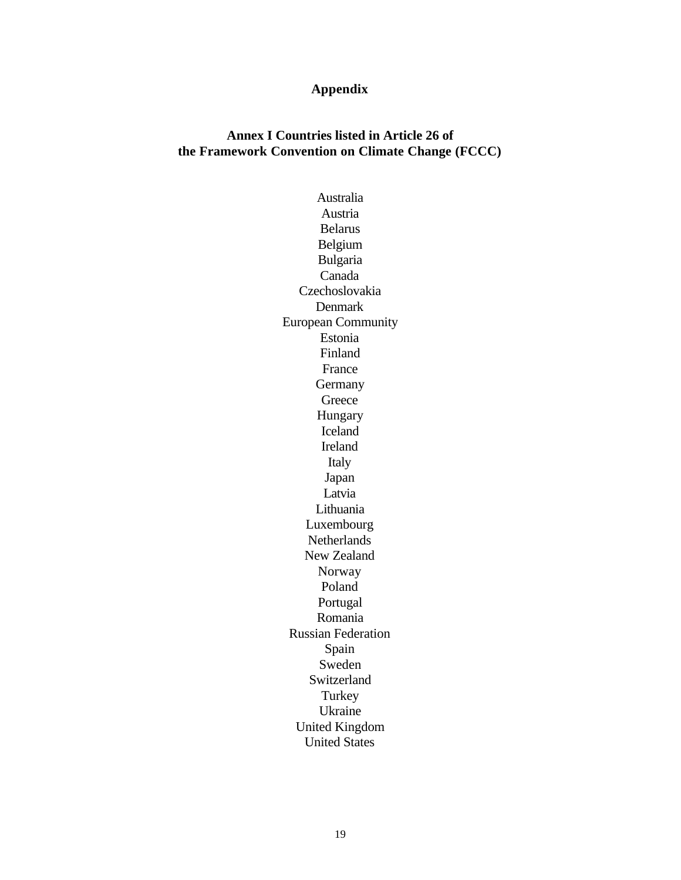# Appendix

## Annex I Countries listed in Article 26 of the Framework Convention on Climate Change (FCCC)

Australia
Austria
Belarus
Belgium
Bulgaria
Canada
Czechoslovakia
Denmark
European Community
Estonia
Finland
France
Germany
Greece
Hungary
Iceland
Ireland
Italy
Japan
Latvia
Lithuania
Luxembourg
Netherlands
New Zealand
Norway
Poland
Portugal
Romania
Russian Federation
Spain
Sweden
Switzerland
Turkey
Ukraine
United Kingdom
United States